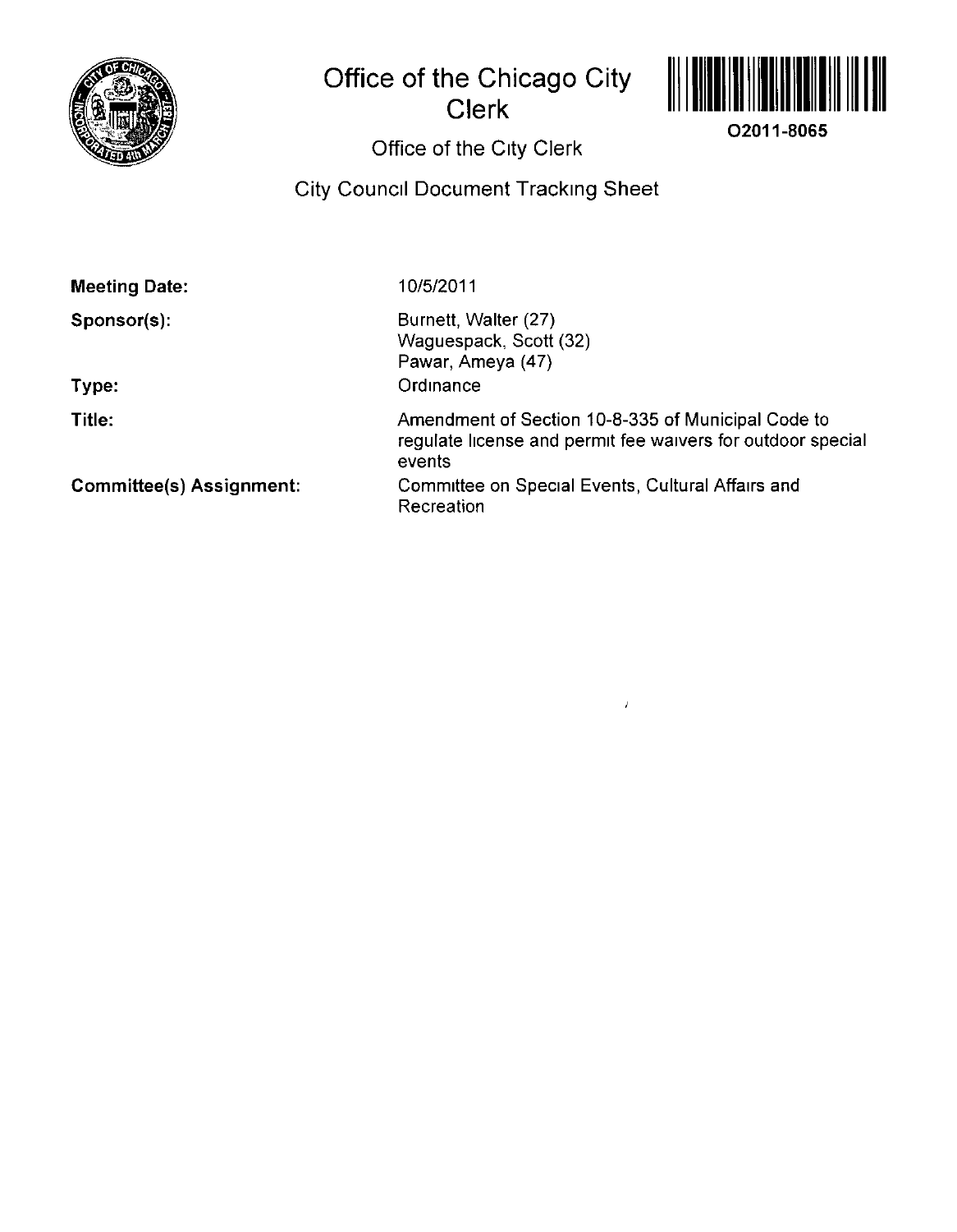# Office of the Chicago City Clerk

O2011-8065

## Office of the City Clerk

## City Council Document Tracking Sheet

**Meeting Date:** 10/5/2011

**Sponsor(s):** Burnett, Walter (27)
Waguespack, Scott (32)
Pawar, Ameya (47)

**Type:** Ordinance

**Title:** Amendment of Section 10-8-335 of Municipal Code to regulate license and permit fee waivers for outdoor special events

**Committee(s) Assignment:** Committee on Special Events, Cultural Affairs and Recreation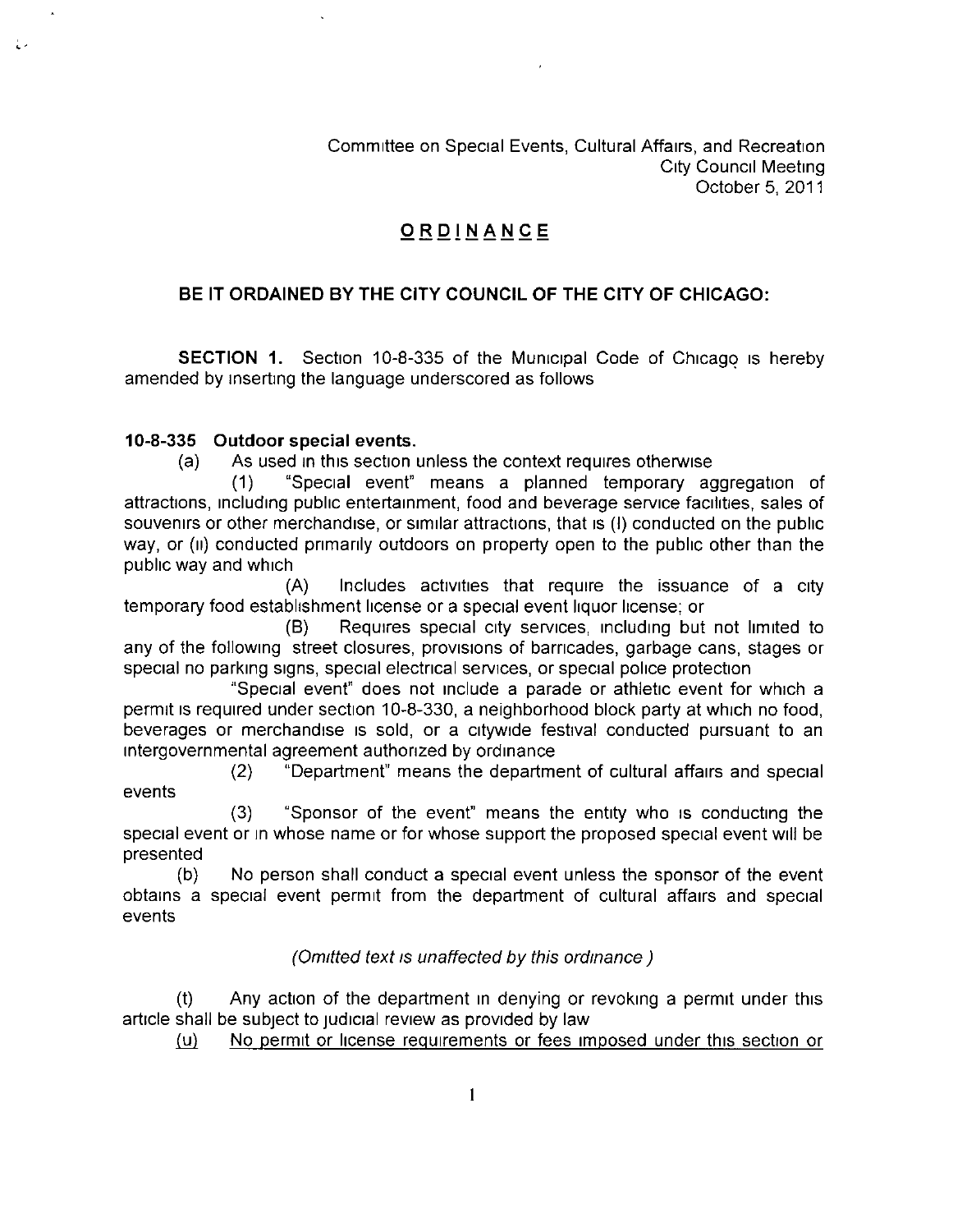Committee on Special Events, Cultural Affairs, and Recreation
City Council Meeting
October 5, 2011

# ORDINANCE

## BE IT ORDAINED BY THE CITY COUNCIL OF THE CITY OF CHICAGO:

**SECTION 1.** Section 10-8-335 of the Municipal Code of Chicago is hereby amended by inserting the language underscored as follows

**10-8-335 Outdoor special events.**

(a) As used in this section unless the context requires otherwise

(1) "Special event" means a planned temporary aggregation of attractions, including public entertainment, food and beverage service facilities, sales of souvenirs or other merchandise, or similar attractions, that is (I) conducted on the public way, or (II) conducted primarily outdoors on property open to the public other than the public way and which

(A) Includes activities that require the issuance of a city temporary food establishment license or a special event liquor license; or

(B) Requires special city services, including but not limited to any of the following street closures, provisions of barricades, garbage cans, stages or special no parking signs, special electrical services, or special police protection

"Special event" does not include a parade or athletic event for which a permit is required under section 10-8-330, a neighborhood block party at which no food, beverages or merchandise is sold, or a citywide festival conducted pursuant to an intergovernmental agreement authorized by ordinance

(2) "Department" means the department of cultural affairs and special events

(3) "Sponsor of the event" means the entity who is conducting the special event or in whose name or for whose support the proposed special event will be presented

(b) No person shall conduct a special event unless the sponsor of the event obtains a special event permit from the department of cultural affairs and special events

*(Omitted text is unaffected by this ordinance.)*

(t) Any action of the department in denying or revoking a permit under this article shall be subject to judicial review as provided by law

<u>(u) No permit or license requirements or fees imposed under this section or</u>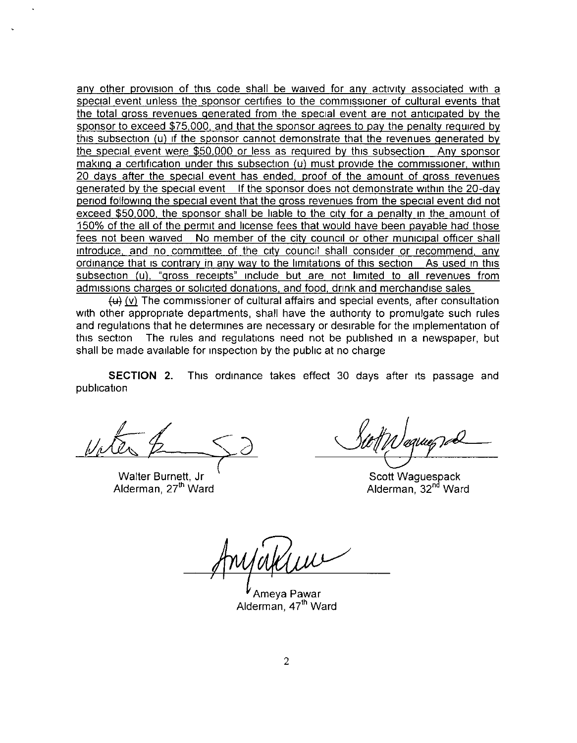any other provision of this code shall be waived for any activity associated with a special event unless the sponsor certifies to the commissioner of cultural events that the total gross revenues generated from the special event are not anticipated by the sponsor to exceed $75,000, and that the sponsor agrees to pay the penalty required by this subsection (u) if the sponsor cannot demonstrate that the revenues generated by the special event were $50,000 or less as required by this subsection. Any sponsor making a certification under this subsection (u) must provide the commissioner, within 20 days after the special event has ended, proof of the amount of gross revenues generated by the special event. If the sponsor does not demonstrate within the 20-day period following the special event that the gross revenues from the special event did not exceed $50,000, the sponsor shall be liable to the city for a penalty in the amount of 150% of the all of the permit and license fees that would have been payable had those fees not been waived. No member of the city council or other municipal officer shall introduce, and no committee of the city council shall consider or recommend, any ordinance that is contrary in any way to the limitations of this section. As used in this subsection (u), "gross receipts" include but are not limited to all revenues from admissions charges or solicited donations, and food, drink and merchandise sales.

~~(u)~~ (v) The commissioner of cultural affairs and special events, after consultation with other appropriate departments, shall have the authority to promulgate such rules and regulations that he determines are necessary or desirable for the implementation of this section. The rules and regulations need not be published in a newspaper, but shall be made available for inspection by the public at no charge.

**SECTION 2.** This ordinance takes effect 30 days after its passage and publication.

Walter Burnett, Jr
Alderman, 27th Ward

Scott Waguespack
Alderman, 32nd Ward

Ameya Pawar
Alderman, 47th Ward